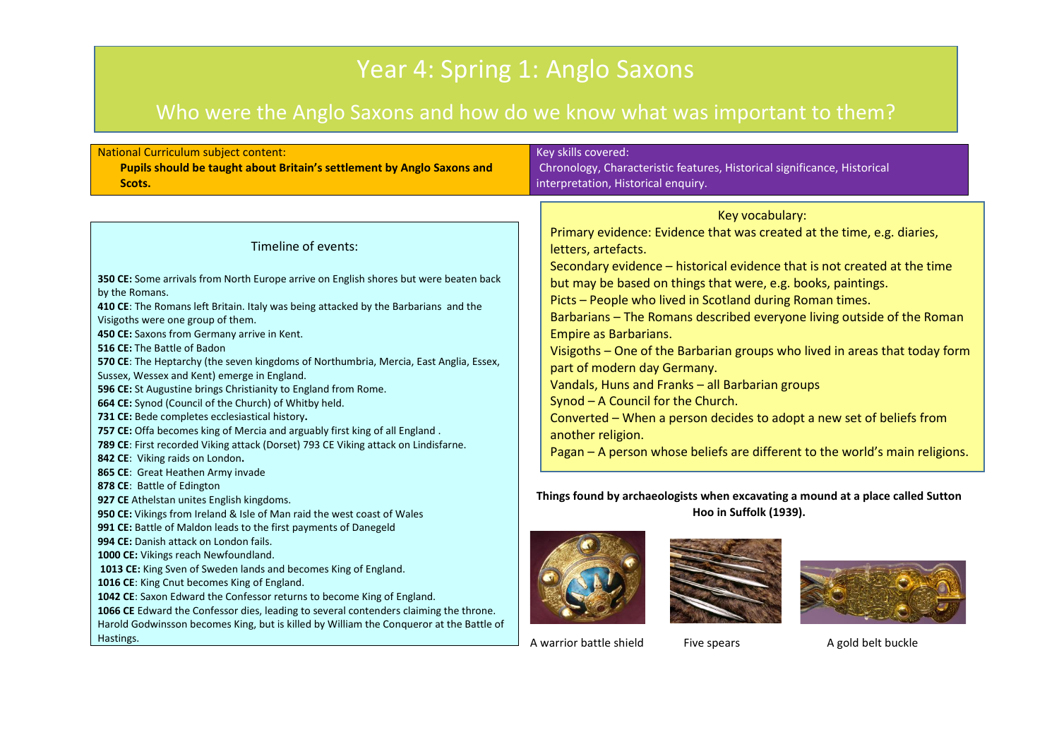# Year 4: Spring 1: Anglo Saxons

## Who were the Anglo Saxons and how do we know what was important to them?

National Curriculum subject content:

**Pupils should be taught about Britain's settlement by Anglo Saxons and Scots.**

Key skills covered:

Chronology, Characteristic features, Historical significance, Historical interpretation, Historical enquiry.

### Timeline of events:

**350 CE:** Some arrivals from North Europe arrive on English shores but were beaten back by the Romans.
**410 CE**: The Romans left Britain. Italy was being attacked by the Barbarians and the Visigoths were one group of them.
**450 CE:** Saxons from Germany arrive in Kent.
**516 CE:** The Battle of Badon
**570 CE**: The Heptarchy (the seven kingdoms of Northumbria, Mercia, East Anglia, Essex, Sussex, Wessex and Kent) emerge in England.
**596 CE:** St Augustine brings Christianity to England from Rome.
**664 CE:** Synod (Council of the Church) of Whitby held.
**731 CE:** Bede completes ecclesiastical history**.**
**757 CE:** Offa becomes king of Mercia and arguably first king of all England .
**789 CE**: First recorded Viking attack (Dorset) 793 CE Viking attack on Lindisfarne.
**842 CE**: Viking raids on London**.**
**865 CE**: Great Heathen Army invade
**878 CE**: Battle of Edington
**927 CE** Athelstan unites English kingdoms.
**950 CE:** Vikings from Ireland & Isle of Man raid the west coast of Wales
**991 CE:** Battle of Maldon leads to the first payments of Danegeld
**994 CE:** Danish attack on London fails.
**1000 CE:** Vikings reach Newfoundland.
**1013 CE:** King Sven of Sweden lands and becomes King of England.
**1016 CE**: King Cnut becomes King of England.
**1042 CE**: Saxon Edward the Confessor returns to become King of England.
**1066 CE** Edward the Confessor dies, leading to several contenders claiming the throne. Harold Godwinsson becomes King, but is killed by William the Conqueror at the Battle of Hastings.

### Key vocabulary:

Primary evidence: Evidence that was created at the time, e.g. diaries, letters, artefacts.
Secondary evidence – historical evidence that is not created at the time but may be based on things that were, e.g. books, paintings.
Picts – People who lived in Scotland during Roman times.
Barbarians – The Romans described everyone living outside of the Roman Empire as Barbarians.
Visigoths – One of the Barbarian groups who lived in areas that today form part of modern day Germany.
Vandals, Huns and Franks – all Barbarian groups
Synod – A Council for the Church.
Converted – When a person decides to adopt a new set of beliefs from another religion.
Pagan – A person whose beliefs are different to the world's main religions.

**Things found by archaeologists when excavating a mound at a place called Sutton Hoo in Suffolk (1939).**

A warrior battle shield

Five spears

A gold belt buckle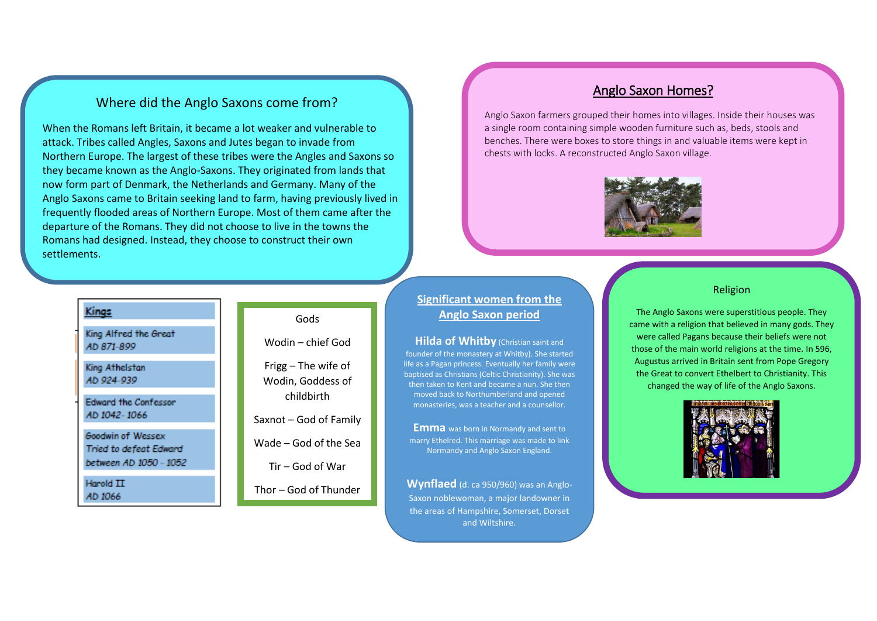## Where did the Anglo Saxons come from?

When the Romans left Britain, it became a lot weaker and vulnerable to attack. Tribes called Angles, Saxons and Jutes began to invade from Northern Europe. The largest of these tribes were the Angles and Saxons so they became known as the Anglo-Saxons. They originated from lands that now form part of Denmark, the Netherlands and Germany. Many of the Anglo Saxons came to Britain seeking land to farm, having previously lived in frequently flooded areas of Northern Europe. Most of them came after the departure of the Romans. They did not choose to live in the towns the Romans had designed. Instead, they choose to construct their own settlements.

## Anglo Saxon Homes?

Anglo Saxon farmers grouped their homes into villages. Inside their houses was a single room containing simple wooden furniture such as, beds, stools and benches. There were boxes to store things in and valuable items were kept in chests with locks. A reconstructed Anglo Saxon village.

## Kings

- King Alfred the Great AD 871-899
- King Athelstan AD 924-939
- Edward the Confessor AD 1042- 1066
- Goodwin of Wessex Tried to defeat Edward between AD 1050 - 1052
- Harold II AD 1066

## Gods

- Wodin – chief God
- Frigg – The wife of Wodin, Goddess of childbirth
- Saxnot – God of Family
- Wade – God of the Sea
- Tir – God of War
- Thor – God of Thunder

## Significant women from the Anglo Saxon period

**Hilda of Whitby** (Christian saint and founder of the monastery at Whitby). She started life as a Pagan princess. Eventually her family were baptised as Christians (Celtic Christianity). She was then taken to Kent and became a nun. She then moved back to Northumberland and opened monasteries, was a teacher and a counsellor.

**Emma** was born in Normandy and sent to marry Ethelred. This marriage was made to link Normandy and Anglo Saxon England.

**Wynflaed** (d. ca 950/960) was an Anglo-Saxon noblewoman, a major landowner in the areas of Hampshire, Somerset, Dorset and Wiltshire.

## Religion

The Anglo Saxons were superstitious people. They came with a religion that believed in many gods. They were called Pagans because their beliefs were not those of the main world religions at the time. In 596, Augustus arrived in Britain sent from Pope Gregory the Great to convert Ethelbert to Christianity. This changed the way of life of the Anglo Saxons.